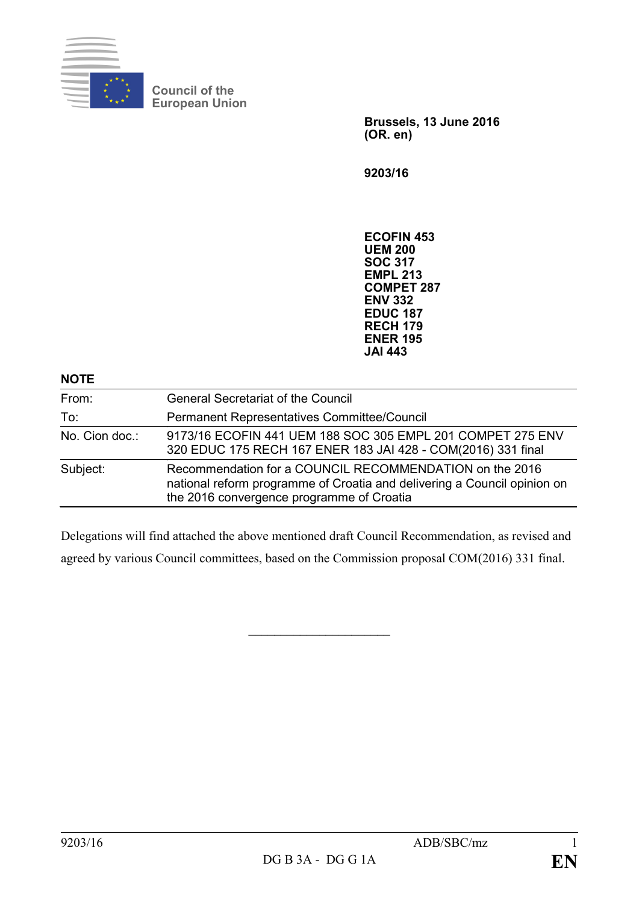Council of the European Union

**Brussels, 13 June 2016**
**(OR. en)**

**9203/16**

**ECOFIN 453**
**UEM 200**
**SOC 317**
**EMPL 213**
**COMPET 287**
**ENV 332**
**EDUC 187**
**RECH 179**
**ENER 195**
**JAI 443**

**NOTE**

| | |
|---|---|
| From: | General Secretariat of the Council |
| To: | Permanent Representatives Committee/Council |
| No. Cion doc.: | 9173/16 ECOFIN 441 UEM 188 SOC 305 EMPL 201 COMPET 275 ENV 320 EDUC 175 RECH 167 ENER 183 JAI 428 - COM(2016) 331 final |
| Subject: | Recommendation for a COUNCIL RECOMMENDATION on the 2016 national reform programme of Croatia and delivering a Council opinion on the 2016 convergence programme of Croatia |

Delegations will find attached the above mentioned draft Council Recommendation, as revised and agreed by various Council committees, based on the Commission proposal COM(2016) 331 final.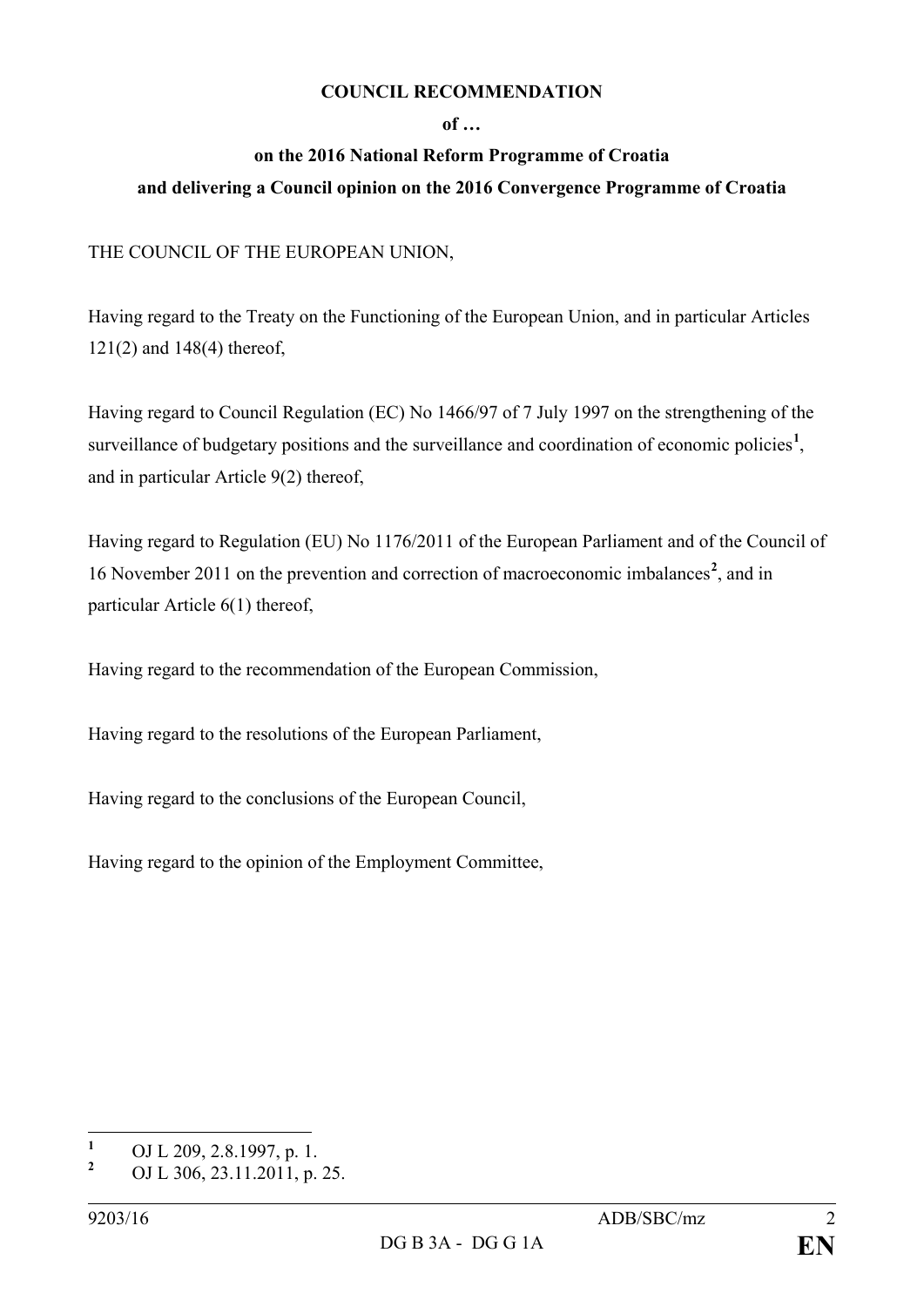**COUNCIL RECOMMENDATION**

**of …**

**on the 2016 National Reform Programme of Croatia**

**and delivering a Council opinion on the 2016 Convergence Programme of Croatia**

THE COUNCIL OF THE EUROPEAN UNION,

Having regard to the Treaty on the Functioning of the European Union, and in particular Articles 121(2) and 148(4) thereof,

Having regard to Council Regulation (EC) No 1466/97 of 7 July 1997 on the strengthening of the surveillance of budgetary positions and the surveillance and coordination of economic policies[1], and in particular Article 9(2) thereof,

Having regard to Regulation (EU) No 1176/2011 of the European Parliament and of the Council of 16 November 2011 on the prevention and correction of macroeconomic imbalances[2], and in particular Article 6(1) thereof,

Having regard to the recommendation of the European Commission,

Having regard to the resolutions of the European Parliament,

Having regard to the conclusions of the European Council,

Having regard to the opinion of the Employment Committee,

---

[1] OJ L 209, 2.8.1997, p. 1.

[2] OJ L 306, 23.11.2011, p. 25.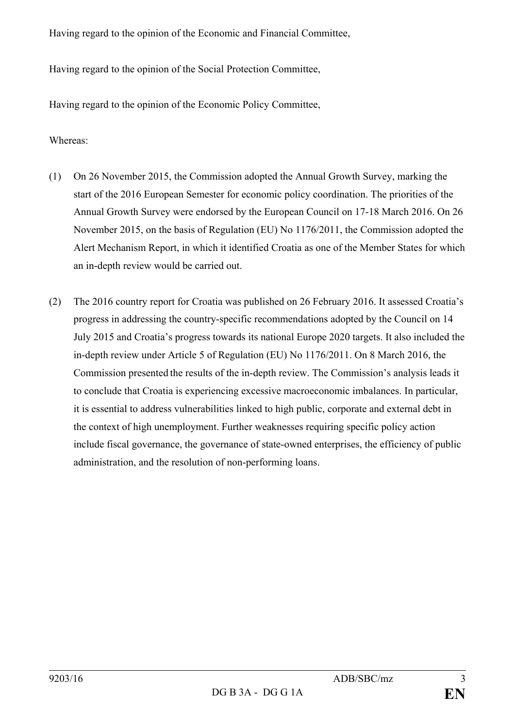Having regard to the opinion of the Economic and Financial Committee,

Having regard to the opinion of the Social Protection Committee,

Having regard to the opinion of the Economic Policy Committee,

Whereas:

(1) On 26 November 2015, the Commission adopted the Annual Growth Survey, marking the start of the 2016 European Semester for economic policy coordination. The priorities of the Annual Growth Survey were endorsed by the European Council on 17-18 March 2016. On 26 November 2015, on the basis of Regulation (EU) No 1176/2011, the Commission adopted the Alert Mechanism Report, in which it identified Croatia as one of the Member States for which an in-depth review would be carried out.

(2) The 2016 country report for Croatia was published on 26 February 2016. It assessed Croatia's progress in addressing the country-specific recommendations adopted by the Council on 14 July 2015 and Croatia's progress towards its national Europe 2020 targets. It also included the in-depth review under Article 5 of Regulation (EU) No 1176/2011. On 8 March 2016, the Commission presented the results of the in-depth review. The Commission's analysis leads it to conclude that Croatia is experiencing excessive macroeconomic imbalances. In particular, it is essential to address vulnerabilities linked to high public, corporate and external debt in the context of high unemployment. Further weaknesses requiring specific policy action include fiscal governance, the governance of state-owned enterprises, the efficiency of public administration, and the resolution of non-performing loans.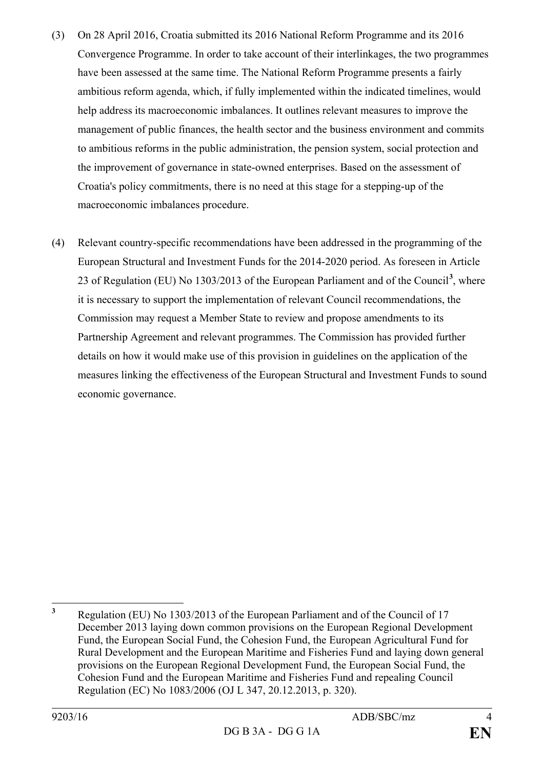(3) On 28 April 2016, Croatia submitted its 2016 National Reform Programme and its 2016 Convergence Programme. In order to take account of their interlinkages, the two programmes have been assessed at the same time. The National Reform Programme presents a fairly ambitious reform agenda, which, if fully implemented within the indicated timelines, would help address its macroeconomic imbalances. It outlines relevant measures to improve the management of public finances, the health sector and the business environment and commits to ambitious reforms in the public administration, the pension system, social protection and the improvement of governance in state-owned enterprises. Based on the assessment of Croatia's policy commitments, there is no need at this stage for a stepping-up of the macroeconomic imbalances procedure.

(4) Relevant country-specific recommendations have been addressed in the programming of the European Structural and Investment Funds for the 2014-2020 period. As foreseen in Article 23 of Regulation (EU) No 1303/2013 of the European Parliament and of the Council[3], where it is necessary to support the implementation of relevant Council recommendations, the Commission may request a Member State to review and propose amendments to its Partnership Agreement and relevant programmes. The Commission has provided further details on how it would make use of this provision in guidelines on the application of the measures linking the effectiveness of the European Structural and Investment Funds to sound economic governance.

[3] Regulation (EU) No 1303/2013 of the European Parliament and of the Council of 17 December 2013 laying down common provisions on the European Regional Development Fund, the European Social Fund, the Cohesion Fund, the European Agricultural Fund for Rural Development and the European Maritime and Fisheries Fund and laying down general provisions on the European Regional Development Fund, the European Social Fund, the Cohesion Fund and the European Maritime and Fisheries Fund and repealing Council Regulation (EC) No 1083/2006 (OJ L 347, 20.12.2013, p. 320).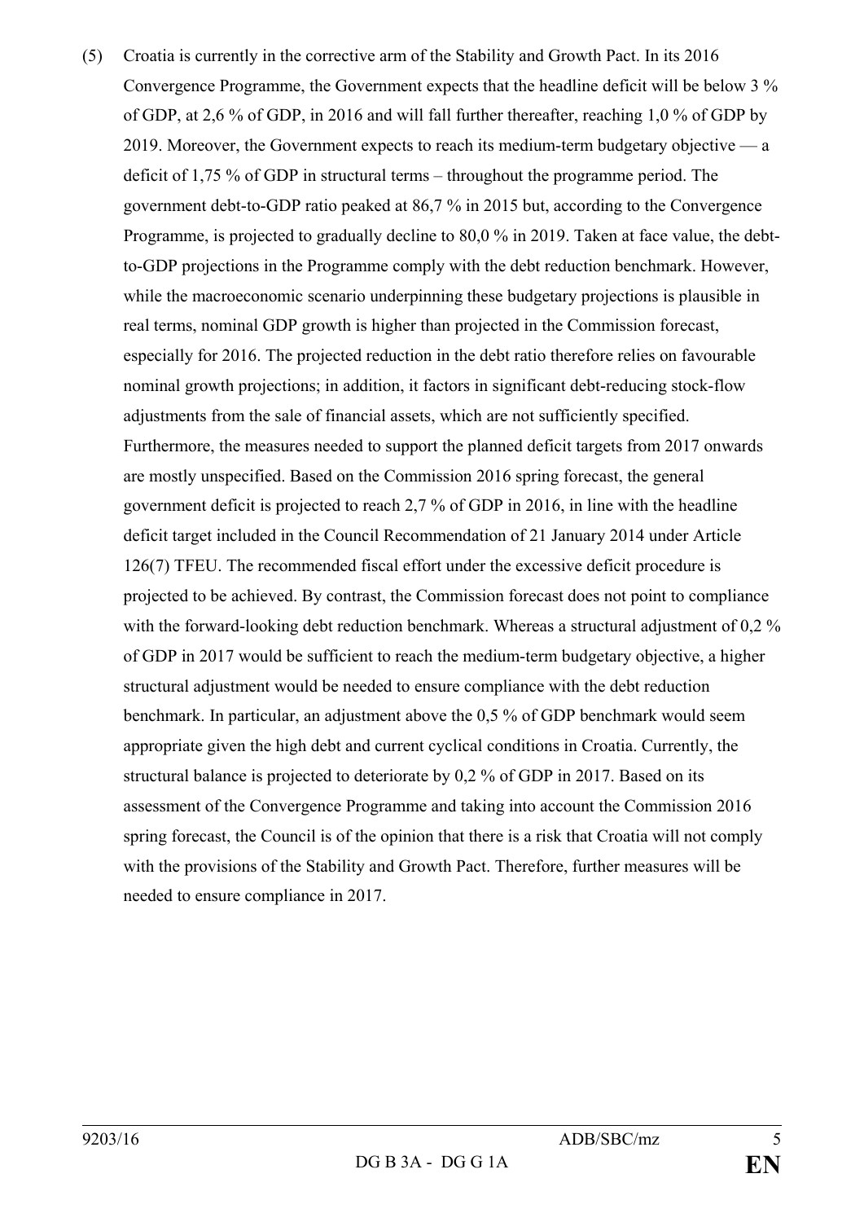(5) Croatia is currently in the corrective arm of the Stability and Growth Pact. In its 2016 Convergence Programme, the Government expects that the headline deficit will be below 3 % of GDP, at 2,6 % of GDP, in 2016 and will fall further thereafter, reaching 1,0 % of GDP by 2019. Moreover, the Government expects to reach its medium-term budgetary objective — a deficit of 1,75 % of GDP in structural terms – throughout the programme period. The government debt-to-GDP ratio peaked at 86,7 % in 2015 but, according to the Convergence Programme, is projected to gradually decline to 80,0 % in 2019. Taken at face value, the debt-to-GDP projections in the Programme comply with the debt reduction benchmark. However, while the macroeconomic scenario underpinning these budgetary projections is plausible in real terms, nominal GDP growth is higher than projected in the Commission forecast, especially for 2016. The projected reduction in the debt ratio therefore relies on favourable nominal growth projections; in addition, it factors in significant debt-reducing stock-flow adjustments from the sale of financial assets, which are not sufficiently specified. Furthermore, the measures needed to support the planned deficit targets from 2017 onwards are mostly unspecified. Based on the Commission 2016 spring forecast, the general government deficit is projected to reach 2,7 % of GDP in 2016, in line with the headline deficit target included in the Council Recommendation of 21 January 2014 under Article 126(7) TFEU. The recommended fiscal effort under the excessive deficit procedure is projected to be achieved. By contrast, the Commission forecast does not point to compliance with the forward-looking debt reduction benchmark. Whereas a structural adjustment of 0,2 % of GDP in 2017 would be sufficient to reach the medium-term budgetary objective, a higher structural adjustment would be needed to ensure compliance with the debt reduction benchmark. In particular, an adjustment above the 0,5 % of GDP benchmark would seem appropriate given the high debt and current cyclical conditions in Croatia. Currently, the structural balance is projected to deteriorate by 0,2 % of GDP in 2017. Based on its assessment of the Convergence Programme and taking into account the Commission 2016 spring forecast, the Council is of the opinion that there is a risk that Croatia will not comply with the provisions of the Stability and Growth Pact. Therefore, further measures will be needed to ensure compliance in 2017.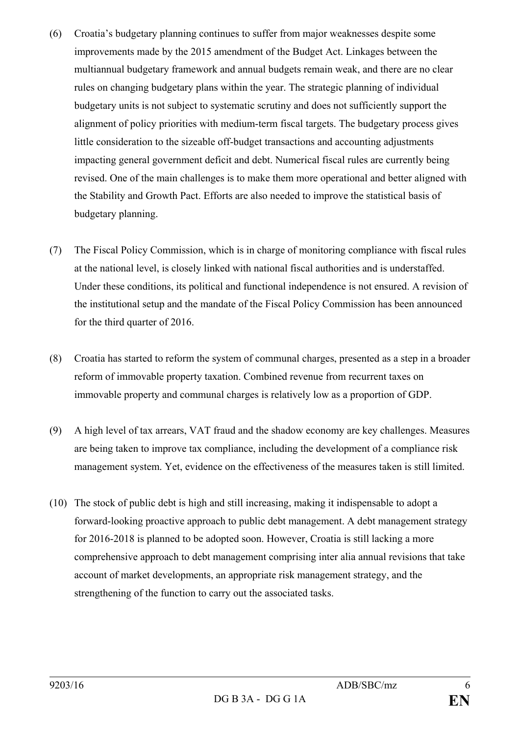(6) Croatia's budgetary planning continues to suffer from major weaknesses despite some improvements made by the 2015 amendment of the Budget Act. Linkages between the multiannual budgetary framework and annual budgets remain weak, and there are no clear rules on changing budgetary plans within the year. The strategic planning of individual budgetary units is not subject to systematic scrutiny and does not sufficiently support the alignment of policy priorities with medium-term fiscal targets. The budgetary process gives little consideration to the sizeable off-budget transactions and accounting adjustments impacting general government deficit and debt. Numerical fiscal rules are currently being revised. One of the main challenges is to make them more operational and better aligned with the Stability and Growth Pact. Efforts are also needed to improve the statistical basis of budgetary planning.

(7) The Fiscal Policy Commission, which is in charge of monitoring compliance with fiscal rules at the national level, is closely linked with national fiscal authorities and is understaffed. Under these conditions, its political and functional independence is not ensured. A revision of the institutional setup and the mandate of the Fiscal Policy Commission has been announced for the third quarter of 2016.

(8) Croatia has started to reform the system of communal charges, presented as a step in a broader reform of immovable property taxation. Combined revenue from recurrent taxes on immovable property and communal charges is relatively low as a proportion of GDP.

(9) A high level of tax arrears, VAT fraud and the shadow economy are key challenges. Measures are being taken to improve tax compliance, including the development of a compliance risk management system. Yet, evidence on the effectiveness of the measures taken is still limited.

(10) The stock of public debt is high and still increasing, making it indispensable to adopt a forward-looking proactive approach to public debt management. A debt management strategy for 2016-2018 is planned to be adopted soon. However, Croatia is still lacking a more comprehensive approach to debt management comprising inter alia annual revisions that take account of market developments, an appropriate risk management strategy, and the strengthening of the function to carry out the associated tasks.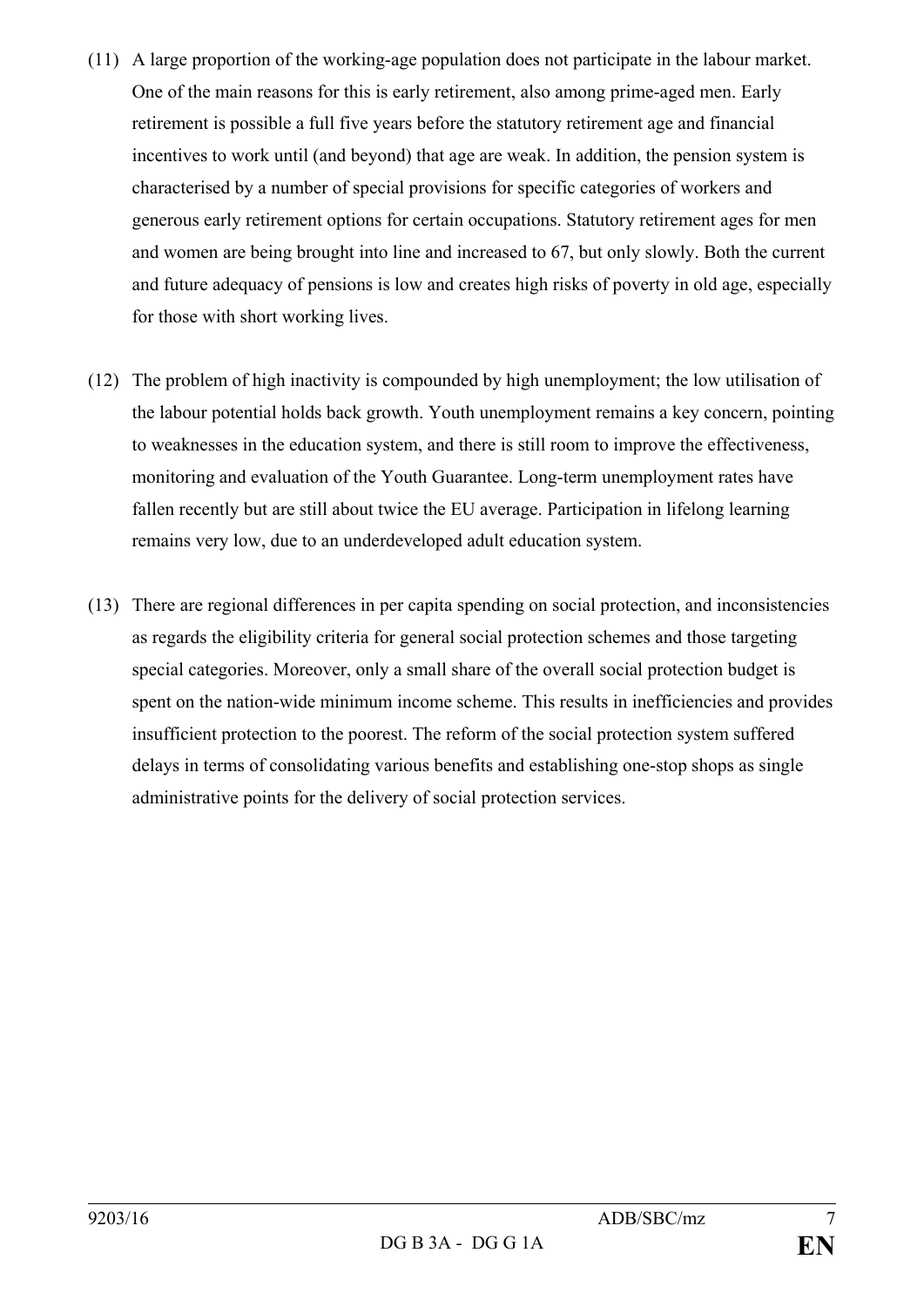(11) A large proportion of the working-age population does not participate in the labour market. One of the main reasons for this is early retirement, also among prime-aged men. Early retirement is possible a full five years before the statutory retirement age and financial incentives to work until (and beyond) that age are weak. In addition, the pension system is characterised by a number of special provisions for specific categories of workers and generous early retirement options for certain occupations. Statutory retirement ages for men and women are being brought into line and increased to 67, but only slowly. Both the current and future adequacy of pensions is low and creates high risks of poverty in old age, especially for those with short working lives.

(12) The problem of high inactivity is compounded by high unemployment; the low utilisation of the labour potential holds back growth. Youth unemployment remains a key concern, pointing to weaknesses in the education system, and there is still room to improve the effectiveness, monitoring and evaluation of the Youth Guarantee. Long-term unemployment rates have fallen recently but are still about twice the EU average. Participation in lifelong learning remains very low, due to an underdeveloped adult education system.

(13) There are regional differences in per capita spending on social protection, and inconsistencies as regards the eligibility criteria for general social protection schemes and those targeting special categories. Moreover, only a small share of the overall social protection budget is spent on the nation-wide minimum income scheme. This results in inefficiencies and provides insufficient protection to the poorest. The reform of the social protection system suffered delays in terms of consolidating various benefits and establishing one-stop shops as single administrative points for the delivery of social protection services.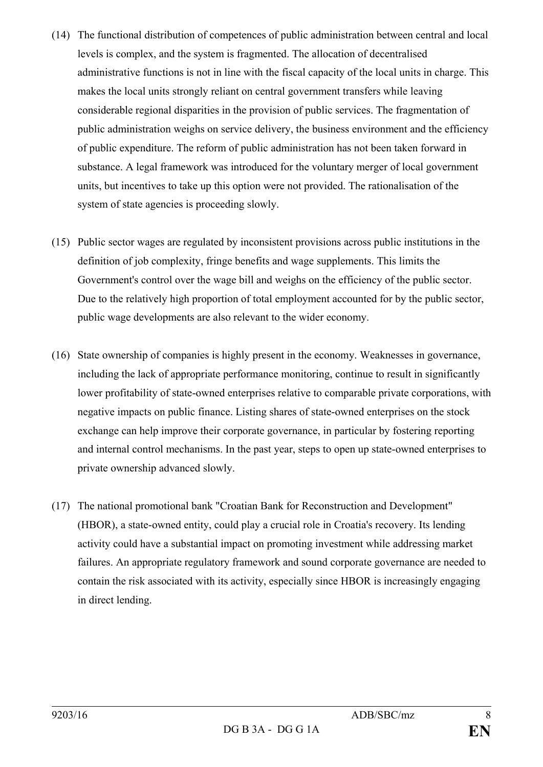(14) The functional distribution of competences of public administration between central and local levels is complex, and the system is fragmented. The allocation of decentralised administrative functions is not in line with the fiscal capacity of the local units in charge. This makes the local units strongly reliant on central government transfers while leaving considerable regional disparities in the provision of public services. The fragmentation of public administration weighs on service delivery, the business environment and the efficiency of public expenditure. The reform of public administration has not been taken forward in substance. A legal framework was introduced for the voluntary merger of local government units, but incentives to take up this option were not provided. The rationalisation of the system of state agencies is proceeding slowly.

(15) Public sector wages are regulated by inconsistent provisions across public institutions in the definition of job complexity, fringe benefits and wage supplements. This limits the Government's control over the wage bill and weighs on the efficiency of the public sector. Due to the relatively high proportion of total employment accounted for by the public sector, public wage developments are also relevant to the wider economy.

(16) State ownership of companies is highly present in the economy. Weaknesses in governance, including the lack of appropriate performance monitoring, continue to result in significantly lower profitability of state-owned enterprises relative to comparable private corporations, with negative impacts on public finance. Listing shares of state-owned enterprises on the stock exchange can help improve their corporate governance, in particular by fostering reporting and internal control mechanisms. In the past year, steps to open up state-owned enterprises to private ownership advanced slowly.

(17) The national promotional bank "Croatian Bank for Reconstruction and Development" (HBOR), a state-owned entity, could play a crucial role in Croatia's recovery. Its lending activity could have a substantial impact on promoting investment while addressing market failures. An appropriate regulatory framework and sound corporate governance are needed to contain the risk associated with its activity, especially since HBOR is increasingly engaging in direct lending.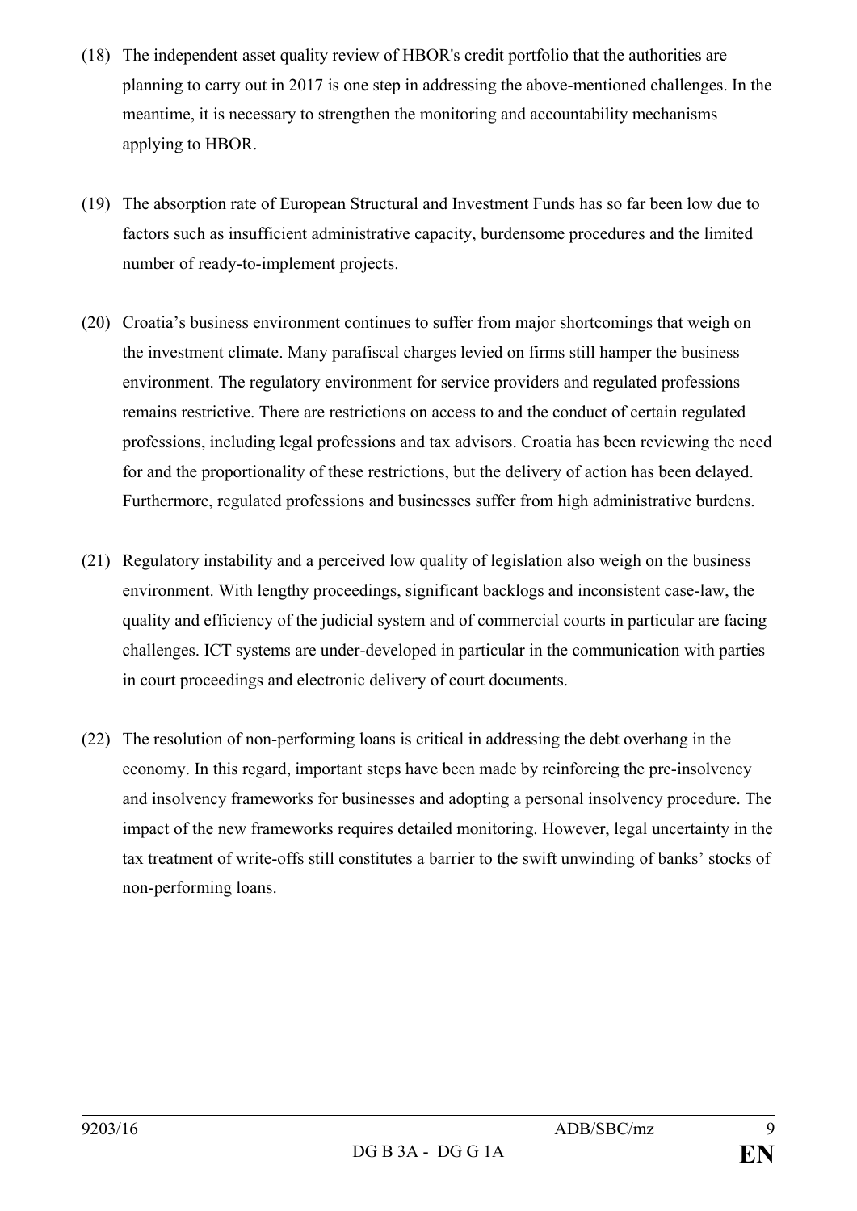(18) The independent asset quality review of HBOR's credit portfolio that the authorities are planning to carry out in 2017 is one step in addressing the above-mentioned challenges. In the meantime, it is necessary to strengthen the monitoring and accountability mechanisms applying to HBOR.

(19) The absorption rate of European Structural and Investment Funds has so far been low due to factors such as insufficient administrative capacity, burdensome procedures and the limited number of ready-to-implement projects.

(20) Croatia's business environment continues to suffer from major shortcomings that weigh on the investment climate. Many parafiscal charges levied on firms still hamper the business environment. The regulatory environment for service providers and regulated professions remains restrictive. There are restrictions on access to and the conduct of certain regulated professions, including legal professions and tax advisors. Croatia has been reviewing the need for and the proportionality of these restrictions, but the delivery of action has been delayed. Furthermore, regulated professions and businesses suffer from high administrative burdens.

(21) Regulatory instability and a perceived low quality of legislation also weigh on the business environment. With lengthy proceedings, significant backlogs and inconsistent case-law, the quality and efficiency of the judicial system and of commercial courts in particular are facing challenges. ICT systems are under-developed in particular in the communication with parties in court proceedings and electronic delivery of court documents.

(22) The resolution of non-performing loans is critical in addressing the debt overhang in the economy. In this regard, important steps have been made by reinforcing the pre-insolvency and insolvency frameworks for businesses and adopting a personal insolvency procedure. The impact of the new frameworks requires detailed monitoring. However, legal uncertainty in the tax treatment of write-offs still constitutes a barrier to the swift unwinding of banks' stocks of non-performing loans.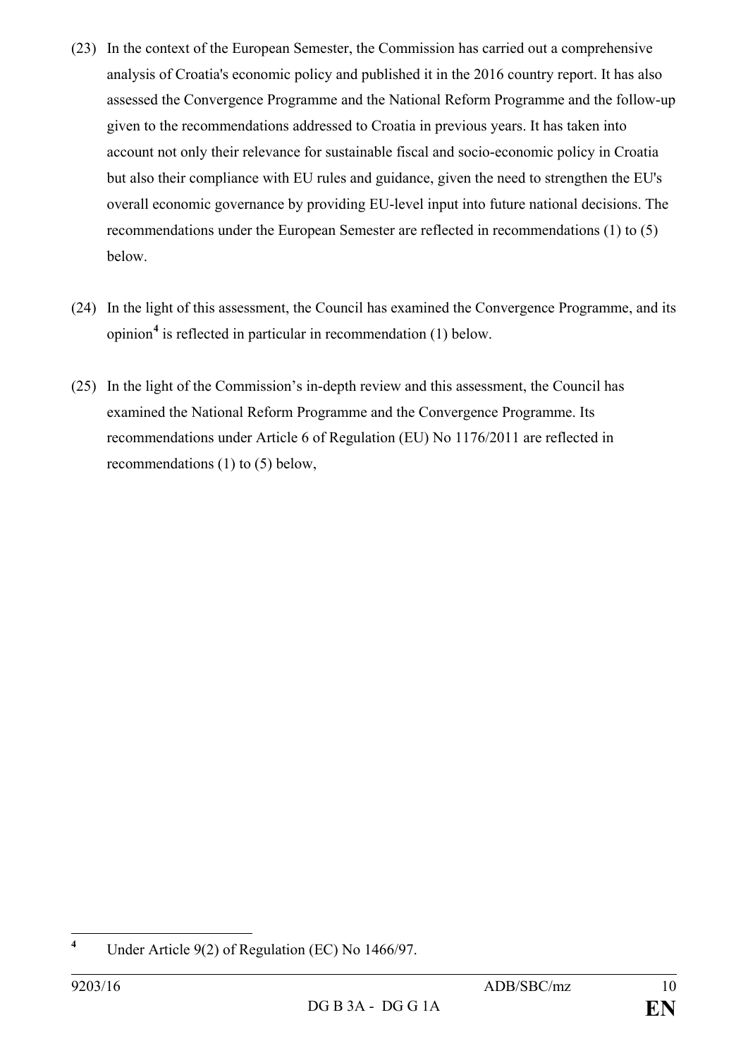(23) In the context of the European Semester, the Commission has carried out a comprehensive analysis of Croatia's economic policy and published it in the 2016 country report. It has also assessed the Convergence Programme and the National Reform Programme and the follow-up given to the recommendations addressed to Croatia in previous years. It has taken into account not only their relevance for sustainable fiscal and socio-economic policy in Croatia but also their compliance with EU rules and guidance, given the need to strengthen the EU's overall economic governance by providing EU-level input into future national decisions. The recommendations under the European Semester are reflected in recommendations (1) to (5) below.

(24) In the light of this assessment, the Council has examined the Convergence Programme, and its opinion[4] is reflected in particular in recommendation (1) below.

(25) In the light of the Commission's in-depth review and this assessment, the Council has examined the National Reform Programme and the Convergence Programme. Its recommendations under Article 6 of Regulation (EU) No 1176/2011 are reflected in recommendations (1) to (5) below,

[4] Under Article 9(2) of Regulation (EC) No 1466/97.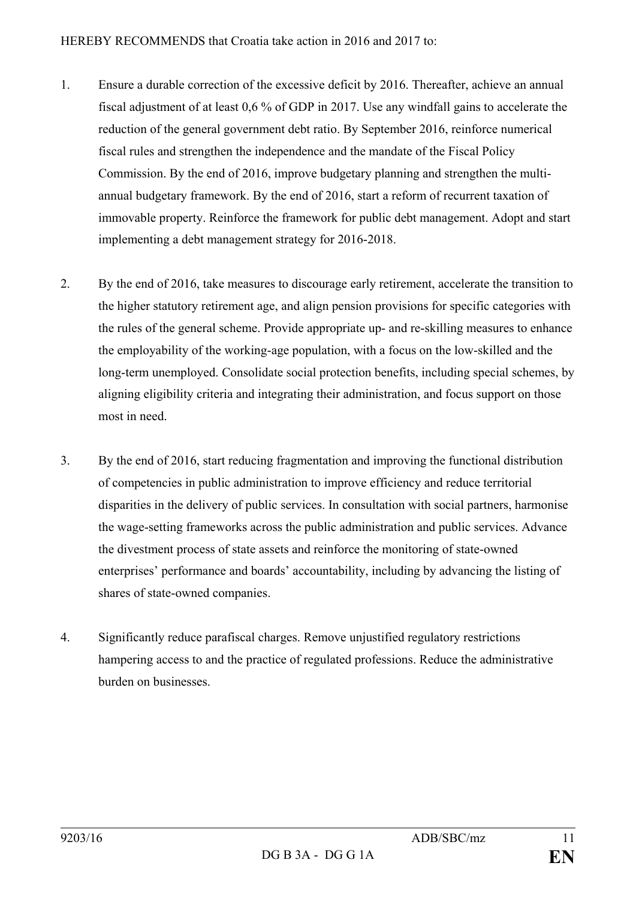HEREBY RECOMMENDS that Croatia take action in 2016 and 2017 to:

1. Ensure a durable correction of the excessive deficit by 2016. Thereafter, achieve an annual fiscal adjustment of at least 0,6 % of GDP in 2017. Use any windfall gains to accelerate the reduction of the general government debt ratio. By September 2016, reinforce numerical fiscal rules and strengthen the independence and the mandate of the Fiscal Policy Commission. By the end of 2016, improve budgetary planning and strengthen the multi-annual budgetary framework. By the end of 2016, start a reform of recurrent taxation of immovable property. Reinforce the framework for public debt management. Adopt and start implementing a debt management strategy for 2016-2018.

2. By the end of 2016, take measures to discourage early retirement, accelerate the transition to the higher statutory retirement age, and align pension provisions for specific categories with the rules of the general scheme. Provide appropriate up- and re-skilling measures to enhance the employability of the working-age population, with a focus on the low-skilled and the long-term unemployed. Consolidate social protection benefits, including special schemes, by aligning eligibility criteria and integrating their administration, and focus support on those most in need.

3. By the end of 2016, start reducing fragmentation and improving the functional distribution of competencies in public administration to improve efficiency and reduce territorial disparities in the delivery of public services. In consultation with social partners, harmonise the wage-setting frameworks across the public administration and public services. Advance the divestment process of state assets and reinforce the monitoring of state-owned enterprises' performance and boards' accountability, including by advancing the listing of shares of state-owned companies.

4. Significantly reduce parafiscal charges. Remove unjustified regulatory restrictions hampering access to and the practice of regulated professions. Reduce the administrative burden on businesses.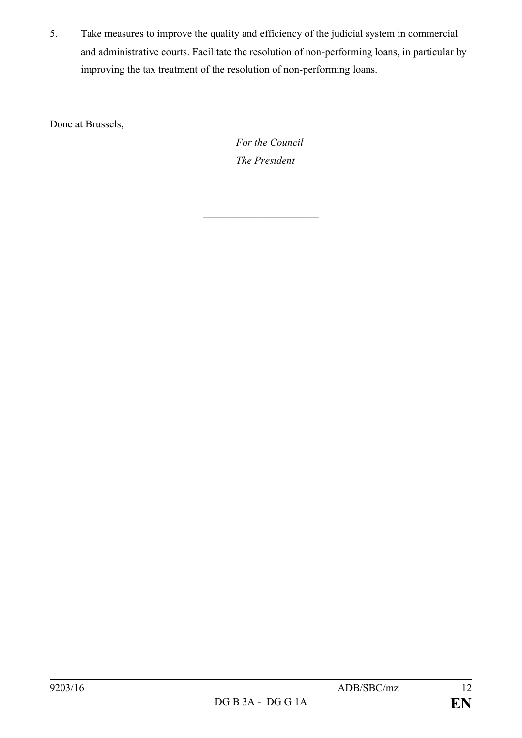5. Take measures to improve the quality and efficiency of the judicial system in commercial and administrative courts. Facilitate the resolution of non-performing loans, in particular by improving the tax treatment of the resolution of non-performing loans.

Done at Brussels,

*For the Council*
*The President*

---